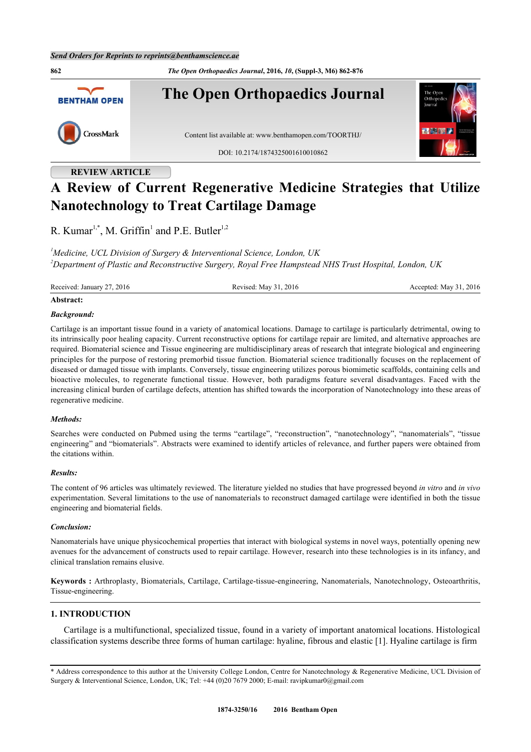Send Orders for Reprints to reprints@benthamscience.ae

REVIEW ARTICLE

# A Review of Current Regenerative Medicine Strategies that Utilize Nanotechnology to Treat Cartilage Damage

R. Kumar[1,*], M. Griffin[1] and P.E. Butler[1,2]

[1]*Medicine, UCL Division of Surgery & Interventional Science, London, UK*
[2]*Department of Plastic and Reconstructive Surgery, Royal Free Hampstead NHS Trust Hospital, London, UK*

Received: January 27, 2016 Revised: May 31, 2016 Accepted: May 31, 2016

**Abstract:**

***Background:***

Cartilage is an important tissue found in a variety of anatomical locations. Damage to cartilage is particularly detrimental, owing to its intrinsically poor healing capacity. Current reconstructive options for cartilage repair are limited, and alternative approaches are required. Biomaterial science and Tissue engineering are multidisciplinary areas of research that integrate biological and engineering principles for the purpose of restoring premorbid tissue function. Biomaterial science traditionally focuses on the replacement of diseased or damaged tissue with implants. Conversely, tissue engineering utilizes porous biomimetic scaffolds, containing cells and bioactive molecules, to regenerate functional tissue. However, both paradigms feature several disadvantages. Faced with the increasing clinical burden of cartilage defects, attention has shifted towards the incorporation of Nanotechnology into these areas of regenerative medicine.

***Methods:***

Searches were conducted on Pubmed using the terms "cartilage", "reconstruction", "nanotechnology", "nanomaterials", "tissue engineering" and "biomaterials". Abstracts were examined to identify articles of relevance, and further papers were obtained from the citations within.

***Results:***

The content of 96 articles was ultimately reviewed. The literature yielded no studies that have progressed beyond *in vitro* and *in vivo* experimentation. Several limitations to the use of nanomaterials to reconstruct damaged cartilage were identified in both the tissue engineering and biomaterial fields.

***Conclusion:***

Nanomaterials have unique physicochemical properties that interact with biological systems in novel ways, potentially opening new avenues for the advancement of constructs used to repair cartilage. However, research into these technologies is in its infancy, and clinical translation remains elusive.

**Keywords :** Arthroplasty, Biomaterials, Cartilage, Cartilage-tissue-engineering, Nanomaterials, Nanotechnology, Osteoarthritis, Tissue-engineering.

## 1. INTRODUCTION

Cartilage is a multifunctional, specialized tissue, found in a variety of important anatomical locations. Histological classification systems describe three forms of human cartilage: hyaline, fibrous and elastic [1]. Hyaline cartilage is firm

---

\* Address correspondence to this author at the University College London, Centre for Nanotechnology & Regenerative Medicine, UCL Division of Surgery & Interventional Science, London, UK; Tel: +44 (0)20 7679 2000; E-mail: ravipkumar0@gmail.com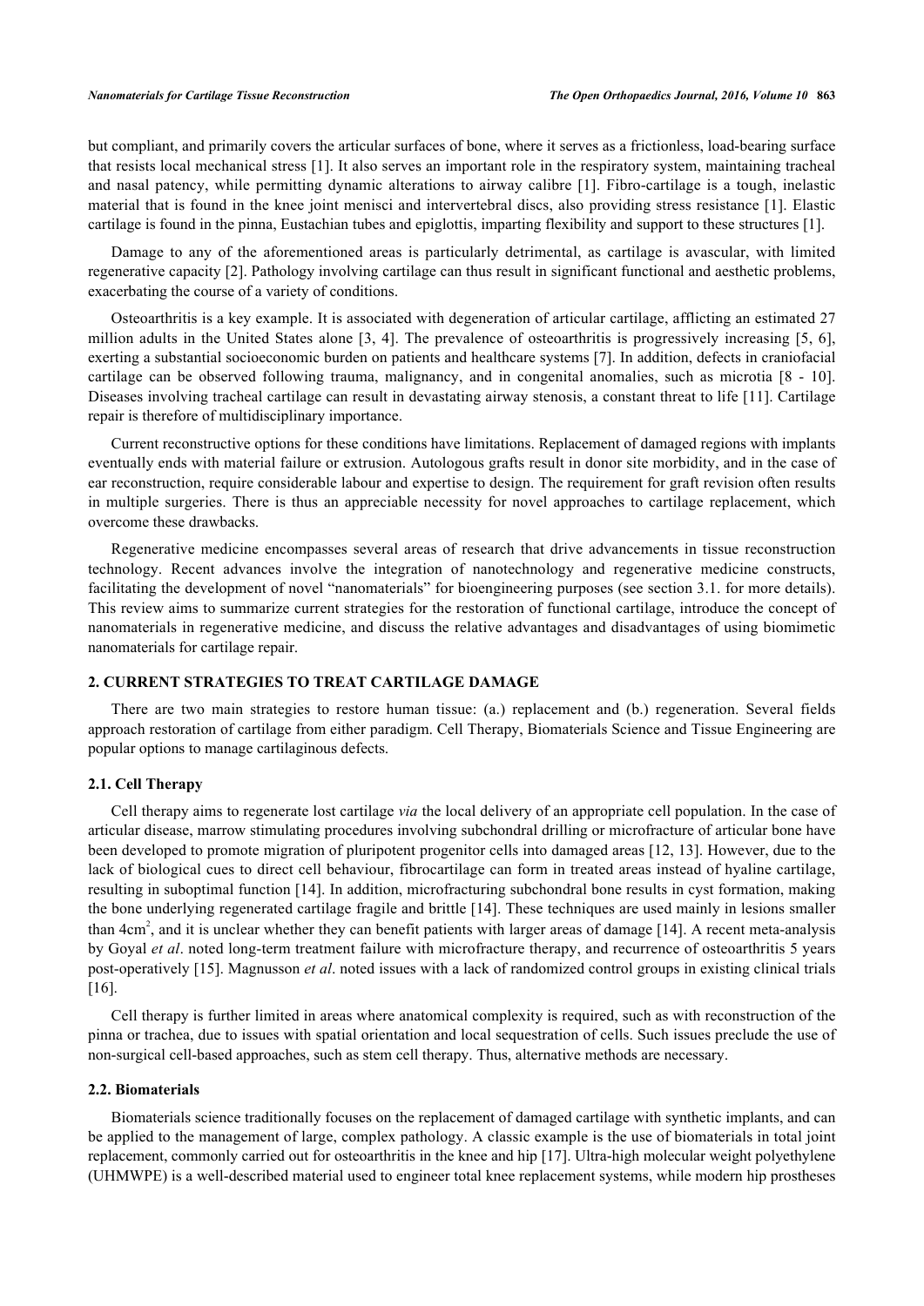but compliant, and primarily covers the articular surfaces of bone, where it serves as a frictionless, load-bearing surface that resists local mechanical stress [1]. It also serves an important role in the respiratory system, maintaining tracheal and nasal patency, while permitting dynamic alterations to airway calibre [1]. Fibro-cartilage is a tough, inelastic material that is found in the knee joint menisci and intervertebral discs, also providing stress resistance [1]. Elastic cartilage is found in the pinna, Eustachian tubes and epiglottis, imparting flexibility and support to these structures [1].

Damage to any of the aforementioned areas is particularly detrimental, as cartilage is avascular, with limited regenerative capacity [2]. Pathology involving cartilage can thus result in significant functional and aesthetic problems, exacerbating the course of a variety of conditions.

Osteoarthritis is a key example. It is associated with degeneration of articular cartilage, afflicting an estimated 27 million adults in the United States alone [3, 4]. The prevalence of osteoarthritis is progressively increasing [5, 6], exerting a substantial socioeconomic burden on patients and healthcare systems [7]. In addition, defects in craniofacial cartilage can be observed following trauma, malignancy, and in congenital anomalies, such as microtia [8 - 10]. Diseases involving tracheal cartilage can result in devastating airway stenosis, a constant threat to life [11]. Cartilage repair is therefore of multidisciplinary importance.

Current reconstructive options for these conditions have limitations. Replacement of damaged regions with implants eventually ends with material failure or extrusion. Autologous grafts result in donor site morbidity, and in the case of ear reconstruction, require considerable labour and expertise to design. The requirement for graft revision often results in multiple surgeries. There is thus an appreciable necessity for novel approaches to cartilage replacement, which overcome these drawbacks.

Regenerative medicine encompasses several areas of research that drive advancements in tissue reconstruction technology. Recent advances involve the integration of nanotechnology and regenerative medicine constructs, facilitating the development of novel "nanomaterials" for bioengineering purposes (see section 3.1. for more details). This review aims to summarize current strategies for the restoration of functional cartilage, introduce the concept of nanomaterials in regenerative medicine, and discuss the relative advantages and disadvantages of using biomimetic nanomaterials for cartilage repair.

## 2. CURRENT STRATEGIES TO TREAT CARTILAGE DAMAGE

There are two main strategies to restore human tissue: (a.) replacement and (b.) regeneration. Several fields approach restoration of cartilage from either paradigm. Cell Therapy, Biomaterials Science and Tissue Engineering are popular options to manage cartilaginous defects.

### 2.1. Cell Therapy

Cell therapy aims to regenerate lost cartilage *via* the local delivery of an appropriate cell population. In the case of articular disease, marrow stimulating procedures involving subchondral drilling or microfracture of articular bone have been developed to promote migration of pluripotent progenitor cells into damaged areas [12, 13]. However, due to the lack of biological cues to direct cell behaviour, fibrocartilage can form in treated areas instead of hyaline cartilage, resulting in suboptimal function [14]. In addition, microfracturing subchondral bone results in cyst formation, making the bone underlying regenerated cartilage fragile and brittle [14]. These techniques are used mainly in lesions smaller than 4cm$^2$, and it is unclear whether they can benefit patients with larger areas of damage [14]. A recent meta-analysis by Goyal *et al*. noted long-term treatment failure with microfracture therapy, and recurrence of osteoarthritis 5 years post-operatively [15]. Magnusson *et al*. noted issues with a lack of randomized control groups in existing clinical trials [16].

Cell therapy is further limited in areas where anatomical complexity is required, such as with reconstruction of the pinna or trachea, due to issues with spatial orientation and local sequestration of cells. Such issues preclude the use of non-surgical cell-based approaches, such as stem cell therapy. Thus, alternative methods are necessary.

### 2.2. Biomaterials

Biomaterials science traditionally focuses on the replacement of damaged cartilage with synthetic implants, and can be applied to the management of large, complex pathology. A classic example is the use of biomaterials in total joint replacement, commonly carried out for osteoarthritis in the knee and hip [17]. Ultra-high molecular weight polyethylene (UHMWPE) is a well-described material used to engineer total knee replacement systems, while modern hip prostheses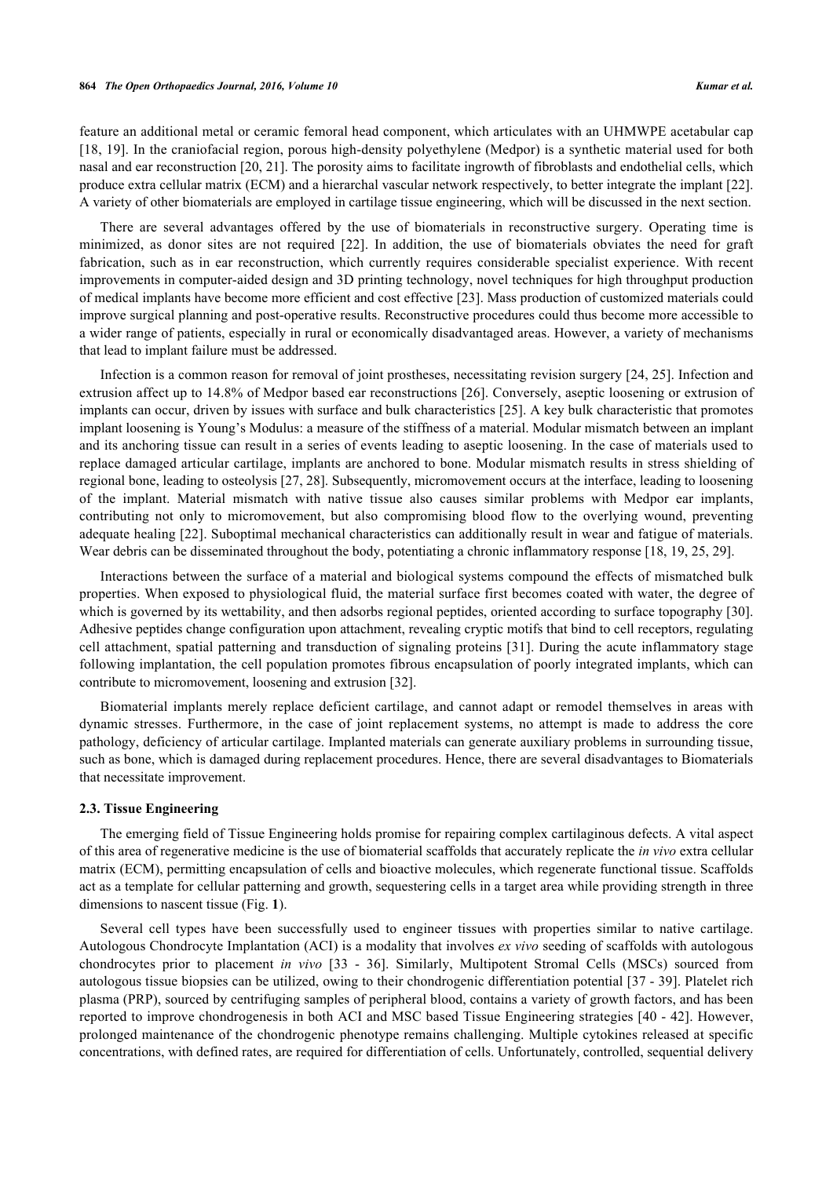feature an additional metal or ceramic femoral head component, which articulates with an UHMWPE acetabular cap [18, 19]. In the craniofacial region, porous high-density polyethylene (Medpor) is a synthetic material used for both nasal and ear reconstruction [20, 21]. The porosity aims to facilitate ingrowth of fibroblasts and endothelial cells, which produce extra cellular matrix (ECM) and a hierarchal vascular network respectively, to better integrate the implant [22]. A variety of other biomaterials are employed in cartilage tissue engineering, which will be discussed in the next section.

There are several advantages offered by the use of biomaterials in reconstructive surgery. Operating time is minimized, as donor sites are not required [22]. In addition, the use of biomaterials obviates the need for graft fabrication, such as in ear reconstruction, which currently requires considerable specialist experience. With recent improvements in computer-aided design and 3D printing technology, novel techniques for high throughput production of medical implants have become more efficient and cost effective [23]. Mass production of customized materials could improve surgical planning and post-operative results. Reconstructive procedures could thus become more accessible to a wider range of patients, especially in rural or economically disadvantaged areas. However, a variety of mechanisms that lead to implant failure must be addressed.

Infection is a common reason for removal of joint prostheses, necessitating revision surgery [24, 25]. Infection and extrusion affect up to 14.8% of Medpor based ear reconstructions [26]. Conversely, aseptic loosening or extrusion of implants can occur, driven by issues with surface and bulk characteristics [25]. A key bulk characteristic that promotes implant loosening is Young's Modulus: a measure of the stiffness of a material. Modular mismatch between an implant and its anchoring tissue can result in a series of events leading to aseptic loosening. In the case of materials used to replace damaged articular cartilage, implants are anchored to bone. Modular mismatch results in stress shielding of regional bone, leading to osteolysis [27, 28]. Subsequently, micromovement occurs at the interface, leading to loosening of the implant. Material mismatch with native tissue also causes similar problems with Medpor ear implants, contributing not only to micromovement, but also compromising blood flow to the overlying wound, preventing adequate healing [22]. Suboptimal mechanical characteristics can additionally result in wear and fatigue of materials. Wear debris can be disseminated throughout the body, potentiating a chronic inflammatory response [18, 19, 25, 29].

Interactions between the surface of a material and biological systems compound the effects of mismatched bulk properties. When exposed to physiological fluid, the material surface first becomes coated with water, the degree of which is governed by its wettability, and then adsorbs regional peptides, oriented according to surface topography [30]. Adhesive peptides change configuration upon attachment, revealing cryptic motifs that bind to cell receptors, regulating cell attachment, spatial patterning and transduction of signaling proteins [31]. During the acute inflammatory stage following implantation, the cell population promotes fibrous encapsulation of poorly integrated implants, which can contribute to micromovement, loosening and extrusion [32].

Biomaterial implants merely replace deficient cartilage, and cannot adapt or remodel themselves in areas with dynamic stresses. Furthermore, in the case of joint replacement systems, no attempt is made to address the core pathology, deficiency of articular cartilage. Implanted materials can generate auxiliary problems in surrounding tissue, such as bone, which is damaged during replacement procedures. Hence, there are several disadvantages to Biomaterials that necessitate improvement.

### 2.3. Tissue Engineering

The emerging field of Tissue Engineering holds promise for repairing complex cartilaginous defects. A vital aspect of this area of regenerative medicine is the use of biomaterial scaffolds that accurately replicate the *in vivo* extra cellular matrix (ECM), permitting encapsulation of cells and bioactive molecules, which regenerate functional tissue. Scaffolds act as a template for cellular patterning and growth, sequestering cells in a target area while providing strength in three dimensions to nascent tissue (Fig. **1**).

Several cell types have been successfully used to engineer tissues with properties similar to native cartilage. Autologous Chondrocyte Implantation (ACI) is a modality that involves *ex vivo* seeding of scaffolds with autologous chondrocytes prior to placement *in vivo* [33 - 36]. Similarly, Multipotent Stromal Cells (MSCs) sourced from autologous tissue biopsies can be utilized, owing to their chondrogenic differentiation potential [37 - 39]. Platelet rich plasma (PRP), sourced by centrifuging samples of peripheral blood, contains a variety of growth factors, and has been reported to improve chondrogenesis in both ACI and MSC based Tissue Engineering strategies [40 - 42]. However, prolonged maintenance of the chondrogenic phenotype remains challenging. Multiple cytokines released at specific concentrations, with defined rates, are required for differentiation of cells. Unfortunately, controlled, sequential delivery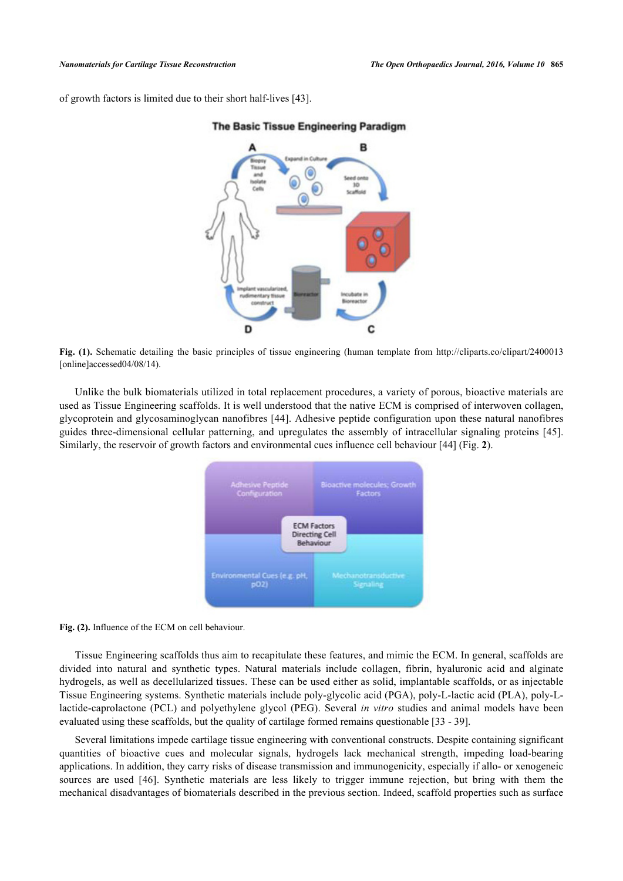of growth factors is limited due to their short half-lives [43].

**Fig. (1).** Schematic detailing the basic principles of tissue engineering (human template from http://cliparts.co/clipart/2400013 [online]accessed04/08/14).

Unlike the bulk biomaterials utilized in total replacement procedures, a variety of porous, bioactive materials are used as Tissue Engineering scaffolds. It is well understood that the native ECM is comprised of interwoven collagen, glycoprotein and glycosaminoglycan nanofibres [44]. Adhesive peptide configuration upon these natural nanofibres guides three-dimensional cellular patterning, and upregulates the assembly of intracellular signaling proteins [45]. Similarly, the reservoir of growth factors and environmental cues influence cell behaviour [44] (Fig. **2**).

**Fig. (2).** Influence of the ECM on cell behaviour.

Tissue Engineering scaffolds thus aim to recapitulate these features, and mimic the ECM. In general, scaffolds are divided into natural and synthetic types. Natural materials include collagen, fibrin, hyaluronic acid and alginate hydrogels, as well as decellularized tissues. These can be used either as solid, implantable scaffolds, or as injectable Tissue Engineering systems. Synthetic materials include poly-glycolic acid (PGA), poly-L-lactic acid (PLA), poly-L-lactide-caprolactone (PCL) and polyethylene glycol (PEG). Several *in vitro* studies and animal models have been evaluated using these scaffolds, but the quality of cartilage formed remains questionable [33 - 39].

Several limitations impede cartilage tissue engineering with conventional constructs. Despite containing significant quantities of bioactive cues and molecular signals, hydrogels lack mechanical strength, impeding load-bearing applications. In addition, they carry risks of disease transmission and immunogenicity, especially if allo- or xenogeneic sources are used [46]. Synthetic materials are less likely to trigger immune rejection, but bring with them the mechanical disadvantages of biomaterials described in the previous section. Indeed, scaffold properties such as surface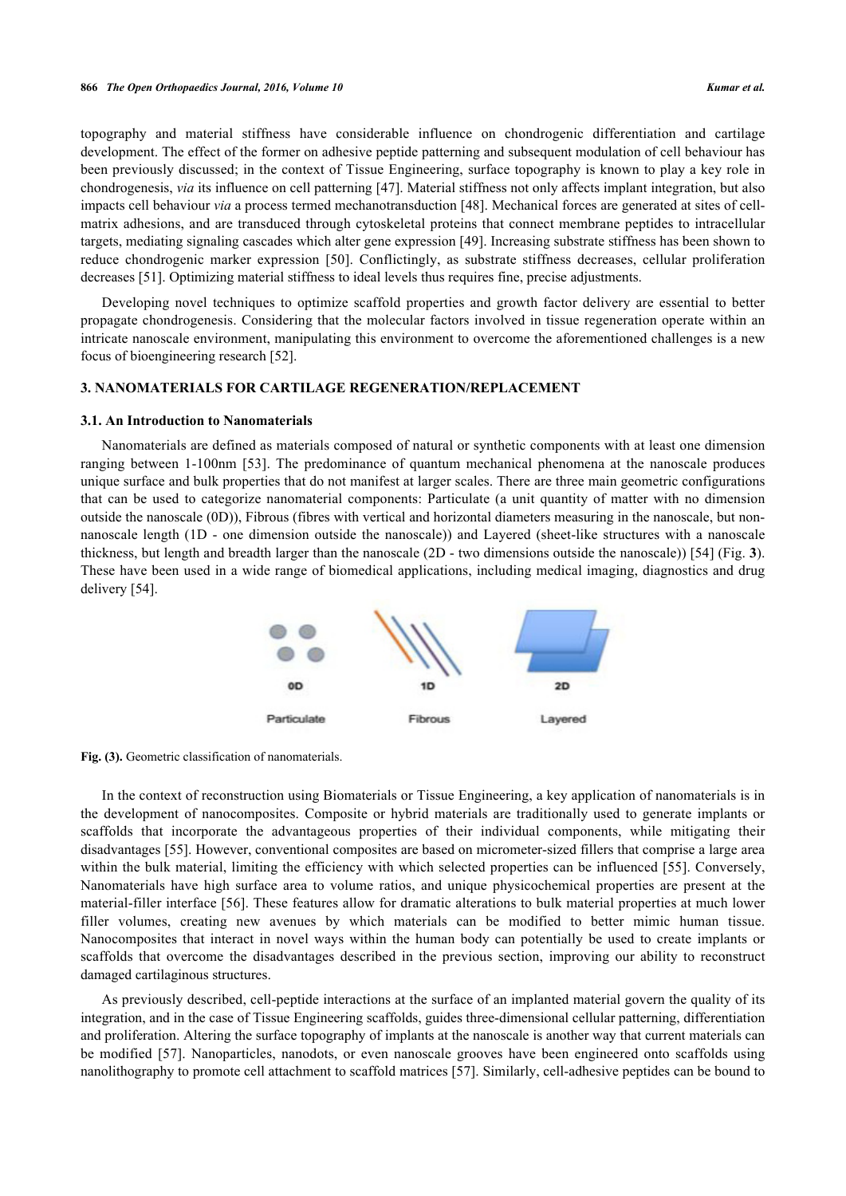topography and material stiffness have considerable influence on chondrogenic differentiation and cartilage development. The effect of the former on adhesive peptide patterning and subsequent modulation of cell behaviour has been previously discussed; in the context of Tissue Engineering, surface topography is known to play a key role in chondrogenesis, *via* its influence on cell patterning [47]. Material stiffness not only affects implant integration, but also impacts cell behaviour *via* a process termed mechanotransduction [48]. Mechanical forces are generated at sites of cell-matrix adhesions, and are transduced through cytoskeletal proteins that connect membrane peptides to intracellular targets, mediating signaling cascades which alter gene expression [49]. Increasing substrate stiffness has been shown to reduce chondrogenic marker expression [50]. Conflictingly, as substrate stiffness decreases, cellular proliferation decreases [51]. Optimizing material stiffness to ideal levels thus requires fine, precise adjustments.

Developing novel techniques to optimize scaffold properties and growth factor delivery are essential to better propagate chondrogenesis. Considering that the molecular factors involved in tissue regeneration operate within an intricate nanoscale environment, manipulating this environment to overcome the aforementioned challenges is a new focus of bioengineering research [52].

## 3. NANOMATERIALS FOR CARTILAGE REGENERATION/REPLACEMENT

### 3.1. An Introduction to Nanomaterials

Nanomaterials are defined as materials composed of natural or synthetic components with at least one dimension ranging between 1-100nm [53]. The predominance of quantum mechanical phenomena at the nanoscale produces unique surface and bulk properties that do not manifest at larger scales. There are three main geometric configurations that can be used to categorize nanomaterial components: Particulate (a unit quantity of matter with no dimension outside the nanoscale (0D)), Fibrous (fibres with vertical and horizontal diameters measuring in the nanoscale, but non-nanoscale length (1D - one dimension outside the nanoscale)) and Layered (sheet-like structures with a nanoscale thickness, but length and breadth larger than the nanoscale (2D - two dimensions outside the nanoscale)) [54] (Fig. **3**). These have been used in a wide range of biomedical applications, including medical imaging, diagnostics and drug delivery [54].

0D Particulate | 1D Fibrous | 2D Layered

**Fig. (3).** Geometric classification of nanomaterials.

In the context of reconstruction using Biomaterials or Tissue Engineering, a key application of nanomaterials is in the development of nanocomposites. Composite or hybrid materials are traditionally used to generate implants or scaffolds that incorporate the advantageous properties of their individual components, while mitigating their disadvantages [55]. However, conventional composites are based on micrometer-sized fillers that comprise a large area within the bulk material, limiting the efficiency with which selected properties can be influenced [55]. Conversely, Nanomaterials have high surface area to volume ratios, and unique physicochemical properties are present at the material-filler interface [56]. These features allow for dramatic alterations to bulk material properties at much lower filler volumes, creating new avenues by which materials can be modified to better mimic human tissue. Nanocomposites that interact in novel ways within the human body can potentially be used to create implants or scaffolds that overcome the disadvantages described in the previous section, improving our ability to reconstruct damaged cartilaginous structures.

As previously described, cell-peptide interactions at the surface of an implanted material govern the quality of its integration, and in the case of Tissue Engineering scaffolds, guides three-dimensional cellular patterning, differentiation and proliferation. Altering the surface topography of implants at the nanoscale is another way that current materials can be modified [57]. Nanoparticles, nanodots, or even nanoscale grooves have been engineered onto scaffolds using nanolithography to promote cell attachment to scaffold matrices [57]. Similarly, cell-adhesive peptides can be bound to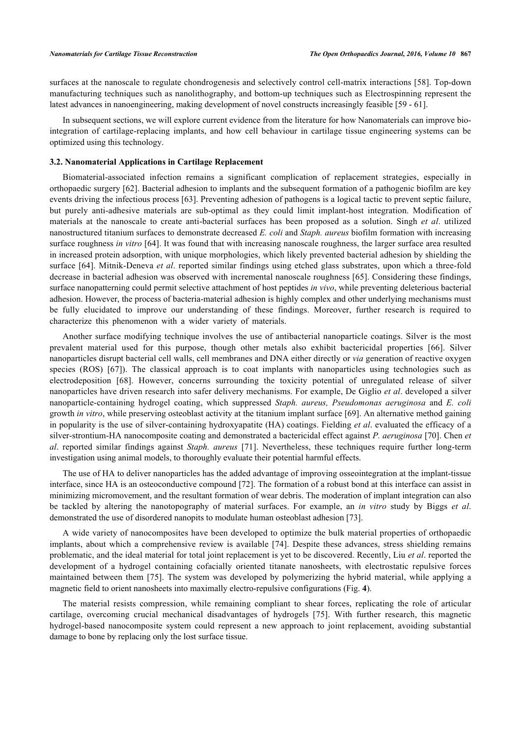surfaces at the nanoscale to regulate chondrogenesis and selectively control cell-matrix interactions [58]. Top-down manufacturing techniques such as nanolithography, and bottom-up techniques such as Electrospinning represent the latest advances in nanoengineering, making development of novel constructs increasingly feasible [59 - 61].

In subsequent sections, we will explore current evidence from the literature for how Nanomaterials can improve bio-integration of cartilage-replacing implants, and how cell behaviour in cartilage tissue engineering systems can be optimized using this technology.

### 3.2. Nanomaterial Applications in Cartilage Replacement

Biomaterial-associated infection remains a significant complication of replacement strategies, especially in orthopaedic surgery [62]. Bacterial adhesion to implants and the subsequent formation of a pathogenic biofilm are key events driving the infectious process [63]. Preventing adhesion of pathogens is a logical tactic to prevent septic failure, but purely anti-adhesive materials are sub-optimal as they could limit implant-host integration. Modification of materials at the nanoscale to create anti-bacterial surfaces has been proposed as a solution. Singh *et al*. utilized nanostructured titanium surfaces to demonstrate decreased *E. coli* and *Staph. aureus* biofilm formation with increasing surface roughness *in vitro* [64]. It was found that with increasing nanoscale roughness, the larger surface area resulted in increased protein adsorption, with unique morphologies, which likely prevented bacterial adhesion by shielding the surface [64]. Mitnik-Deneva *et al*. reported similar findings using etched glass substrates, upon which a three-fold decrease in bacterial adhesion was observed with incremental nanoscale roughness [65]. Considering these findings, surface nanopatterning could permit selective attachment of host peptides *in vivo*, while preventing deleterious bacterial adhesion. However, the process of bacteria-material adhesion is highly complex and other underlying mechanisms must be fully elucidated to improve our understanding of these findings. Moreover, further research is required to characterize this phenomenon with a wider variety of materials.

Another surface modifying technique involves the use of antibacterial nanoparticle coatings. Silver is the most prevalent material used for this purpose, though other metals also exhibit bactericidal properties [66]. Silver nanoparticles disrupt bacterial cell walls, cell membranes and DNA either directly or *via* generation of reactive oxygen species (ROS) [67]). The classical approach is to coat implants with nanoparticles using technologies such as electrodeposition [68]. However, concerns surrounding the toxicity potential of unregulated release of silver nanoparticles have driven research into safer delivery mechanisms. For example, De Giglio *et al*. developed a silver nanoparticle-containing hydrogel coating, which suppressed *Staph. aureus, Pseudomonas aeruginosa* and *E. coli* growth *in vitro*, while preserving osteoblast activity at the titanium implant surface [69]. An alternative method gaining in popularity is the use of silver-containing hydroxyapatite (HA) coatings. Fielding *et al*. evaluated the efficacy of a silver-strontium-HA nanocomposite coating and demonstrated a bactericidal effect against *P. aeruginosa* [70]. Chen *et al*. reported similar findings against *Staph. aureus* [71]. Nevertheless, these techniques require further long-term investigation using animal models, to thoroughly evaluate their potential harmful effects.

The use of HA to deliver nanoparticles has the added advantage of improving osseointegration at the implant-tissue interface, since HA is an osteoconductive compound [72]. The formation of a robust bond at this interface can assist in minimizing micromovement, and the resultant formation of wear debris. The moderation of implant integration can also be tackled by altering the nanotopography of material surfaces. For example, an *in vitro* study by Biggs *et al*. demonstrated the use of disordered nanopits to modulate human osteoblast adhesion [73].

A wide variety of nanocomposites have been developed to optimize the bulk material properties of orthopaedic implants, about which a comprehensive review is available [74]. Despite these advances, stress shielding remains problematic, and the ideal material for total joint replacement is yet to be discovered. Recently, Liu *et al*. reported the development of a hydrogel containing cofacially oriented titanate nanosheets, with electrostatic repulsive forces maintained between them [75]. The system was developed by polymerizing the hybrid material, while applying a magnetic field to orient nanosheets into maximally electro-repulsive configurations (Fig. **4**).

The material resists compression, while remaining compliant to shear forces, replicating the role of articular cartilage, overcoming crucial mechanical disadvantages of hydrogels [75]. With further research, this magnetic hydrogel-based nanocomposite system could represent a new approach to joint replacement, avoiding substantial damage to bone by replacing only the lost surface tissue.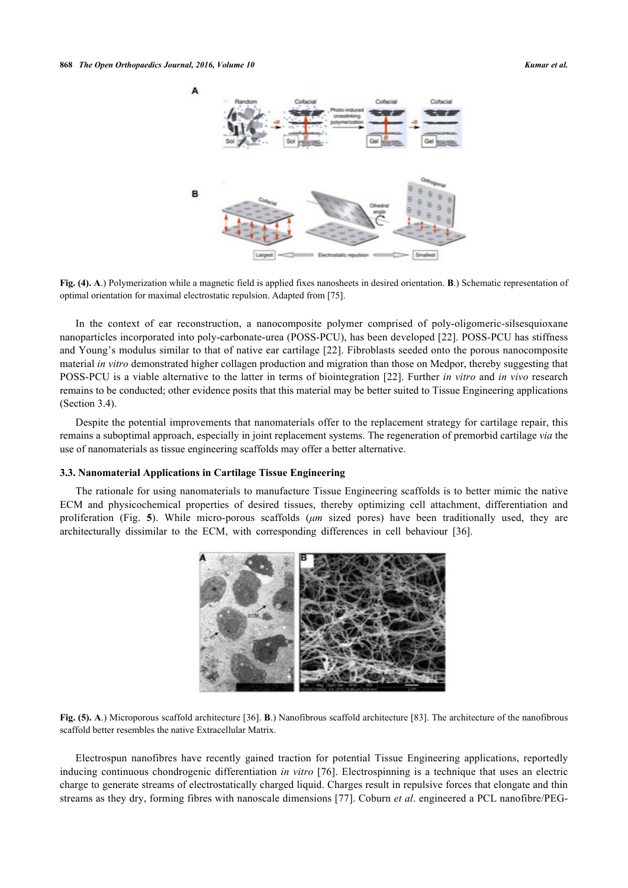**Fig. (4). A**.) Polymerization while a magnetic field is applied fixes nanosheets in desired orientation. **B**.) Schematic representation of optimal orientation for maximal electrostatic repulsion. Adapted from [75].

In the context of ear reconstruction, a nanocomposite polymer comprised of poly-oligomeric-silsesquioxane nanoparticles incorporated into poly-carbonate-urea (POSS-PCU), has been developed [22]. POSS-PCU has stiffness and Young's modulus similar to that of native ear cartilage [22]. Fibroblasts seeded onto the porous nanocomposite material *in vitro* demonstrated higher collagen production and migration than those on Medpor, thereby suggesting that POSS-PCU is a viable alternative to the latter in terms of biointegration [22]. Further *in vitro* and *in vivo* research remains to be conducted; other evidence posits that this material may be better suited to Tissue Engineering applications (Section 3.4).

Despite the potential improvements that nanomaterials offer to the replacement strategy for cartilage repair, this remains a suboptimal approach, especially in joint replacement systems. The regeneration of premorbid cartilage *via* the use of nanomaterials as tissue engineering scaffolds may offer a better alternative.

### 3.3. Nanomaterial Applications in Cartilage Tissue Engineering

The rationale for using nanomaterials to manufacture Tissue Engineering scaffolds is to better mimic the native ECM and physicochemical properties of desired tissues, thereby optimizing cell attachment, differentiation and proliferation (Fig. **5**). While micro-porous scaffolds (*μm* sized pores) have been traditionally used, they are architecturally dissimilar to the ECM, with corresponding differences in cell behaviour [36].

**Fig. (5). A**.) Microporous scaffold architecture [36]. **B**.) Nanofibrous scaffold architecture [83]. The architecture of the nanofibrous scaffold better resembles the native Extracellular Matrix.

Electrospun nanofibres have recently gained traction for potential Tissue Engineering applications, reportedly inducing continuous chondrogenic differentiation *in vitro* [76]. Electrospinning is a technique that uses an electric charge to generate streams of electrostatically charged liquid. Charges result in repulsive forces that elongate and thin streams as they dry, forming fibres with nanoscale dimensions [77]. Coburn *et al*. engineered a PCL nanofibre/PEG-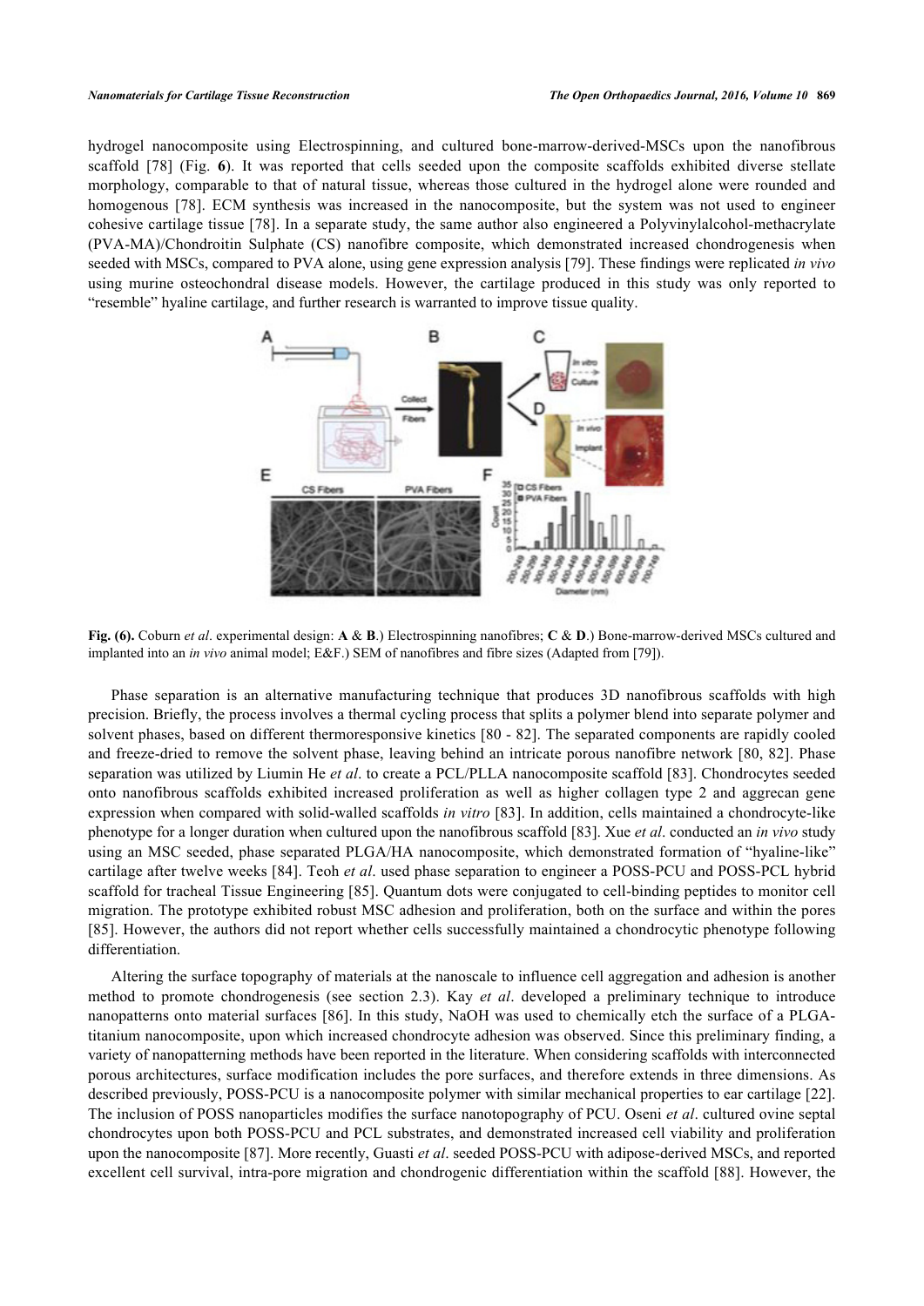hydrogel nanocomposite using Electrospinning, and cultured bone-marrow-derived-MSCs upon the nanofibrous scaffold [78] (Fig. **6**). It was reported that cells seeded upon the composite scaffolds exhibited diverse stellate morphology, comparable to that of natural tissue, whereas those cultured in the hydrogel alone were rounded and homogenous [78]. ECM synthesis was increased in the nanocomposite, but the system was not used to engineer cohesive cartilage tissue [78]. In a separate study, the same author also engineered a Polyvinylalcohol-methacrylate (PVA-MA)/Chondroitin Sulphate (CS) nanofibre composite, which demonstrated increased chondrogenesis when seeded with MSCs, compared to PVA alone, using gene expression analysis [79]. These findings were replicated *in vivo* using murine osteochondral disease models. However, the cartilage produced in this study was only reported to "resemble" hyaline cartilage, and further research is warranted to improve tissue quality.

**Fig. (6).** Coburn *et al*. experimental design: **A** & **B**.) Electrospinning nanofibres; **C** & **D**.) Bone-marrow-derived MSCs cultured and implanted into an *in vivo* animal model; E&F.) SEM of nanofibres and fibre sizes (Adapted from [79]).

Phase separation is an alternative manufacturing technique that produces 3D nanofibrous scaffolds with high precision. Briefly, the process involves a thermal cycling process that splits a polymer blend into separate polymer and solvent phases, based on different thermoresponsive kinetics [80 - 82]. The separated components are rapidly cooled and freeze-dried to remove the solvent phase, leaving behind an intricate porous nanofibre network [80, 82]. Phase separation was utilized by Liumin He *et al*. to create a PCL/PLLA nanocomposite scaffold [83]. Chondrocytes seeded onto nanofibrous scaffolds exhibited increased proliferation as well as higher collagen type 2 and aggrecan gene expression when compared with solid-walled scaffolds *in vitro* [83]. In addition, cells maintained a chondrocyte-like phenotype for a longer duration when cultured upon the nanofibrous scaffold [83]. Xue *et al*. conducted an *in vivo* study using an MSC seeded, phase separated PLGA/HA nanocomposite, which demonstrated formation of "hyaline-like" cartilage after twelve weeks [84]. Teoh *et al*. used phase separation to engineer a POSS-PCU and POSS-PCL hybrid scaffold for tracheal Tissue Engineering [85]. Quantum dots were conjugated to cell-binding peptides to monitor cell migration. The prototype exhibited robust MSC adhesion and proliferation, both on the surface and within the pores [85]. However, the authors did not report whether cells successfully maintained a chondrocytic phenotype following differentiation.

Altering the surface topography of materials at the nanoscale to influence cell aggregation and adhesion is another method to promote chondrogenesis (see section 2.3). Kay *et al*. developed a preliminary technique to introduce nanopatterns onto material surfaces [86]. In this study, NaOH was used to chemically etch the surface of a PLGA-titanium nanocomposite, upon which increased chondrocyte adhesion was observed. Since this preliminary finding, a variety of nanopatterning methods have been reported in the literature. When considering scaffolds with interconnected porous architectures, surface modification includes the pore surfaces, and therefore extends in three dimensions. As described previously, POSS-PCU is a nanocomposite polymer with similar mechanical properties to ear cartilage [22]. The inclusion of POSS nanoparticles modifies the surface nanotopography of PCU. Oseni *et al*. cultured ovine septal chondrocytes upon both POSS-PCU and PCL substrates, and demonstrated increased cell viability and proliferation upon the nanocomposite [87]. More recently, Guasti *et al*. seeded POSS-PCU with adipose-derived MSCs, and reported excellent cell survival, intra-pore migration and chondrogenic differentiation within the scaffold [88]. However, the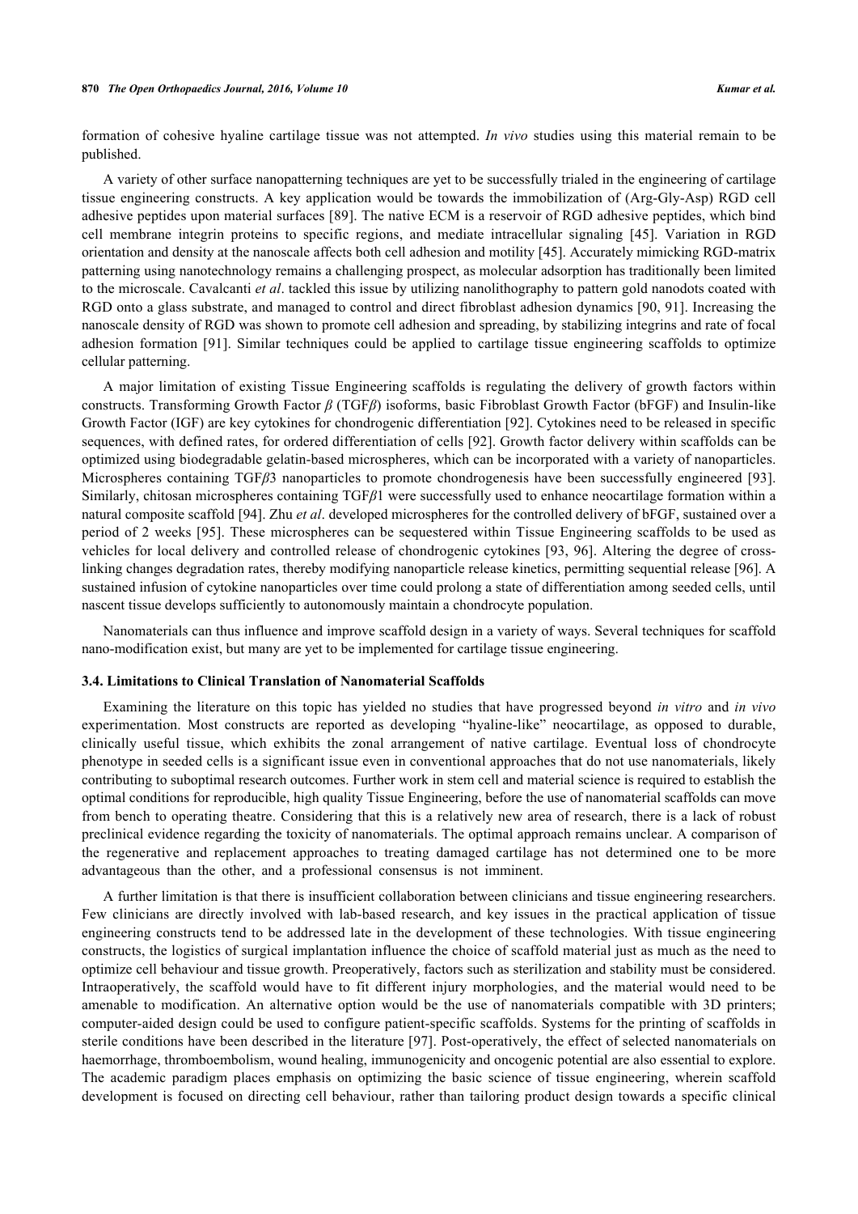formation of cohesive hyaline cartilage tissue was not attempted. *In vivo* studies using this material remain to be published.

A variety of other surface nanopatterning techniques are yet to be successfully trialed in the engineering of cartilage tissue engineering constructs. A key application would be towards the immobilization of (Arg-Gly-Asp) RGD cell adhesive peptides upon material surfaces [89]. The native ECM is a reservoir of RGD adhesive peptides, which bind cell membrane integrin proteins to specific regions, and mediate intracellular signaling [45]. Variation in RGD orientation and density at the nanoscale affects both cell adhesion and motility [45]. Accurately mimicking RGD-matrix patterning using nanotechnology remains a challenging prospect, as molecular adsorption has traditionally been limited to the microscale. Cavalcanti *et al*. tackled this issue by utilizing nanolithography to pattern gold nanodots coated with RGD onto a glass substrate, and managed to control and direct fibroblast adhesion dynamics [90, 91]. Increasing the nanoscale density of RGD was shown to promote cell adhesion and spreading, by stabilizing integrins and rate of focal adhesion formation [91]. Similar techniques could be applied to cartilage tissue engineering scaffolds to optimize cellular patterning.

A major limitation of existing Tissue Engineering scaffolds is regulating the delivery of growth factors within constructs. Transforming Growth Factor *β* (TGF*β*) isoforms, basic Fibroblast Growth Factor (bFGF) and Insulin-like Growth Factor (IGF) are key cytokines for chondrogenic differentiation [92]. Cytokines need to be released in specific sequences, with defined rates, for ordered differentiation of cells [92]. Growth factor delivery within scaffolds can be optimized using biodegradable gelatin-based microspheres, which can be incorporated with a variety of nanoparticles. Microspheres containing TGF*β*3 nanoparticles to promote chondrogenesis have been successfully engineered [93]. Similarly, chitosan microspheres containing TGF*β*1 were successfully used to enhance neocartilage formation within a natural composite scaffold [94]. Zhu *et al*. developed microspheres for the controlled delivery of bFGF, sustained over a period of 2 weeks [95]. These microspheres can be sequestered within Tissue Engineering scaffolds to be used as vehicles for local delivery and controlled release of chondrogenic cytokines [93, 96]. Altering the degree of cross-linking changes degradation rates, thereby modifying nanoparticle release kinetics, permitting sequential release [96]. A sustained infusion of cytokine nanoparticles over time could prolong a state of differentiation among seeded cells, until nascent tissue develops sufficiently to autonomously maintain a chondrocyte population.

Nanomaterials can thus influence and improve scaffold design in a variety of ways. Several techniques for scaffold nano-modification exist, but many are yet to be implemented for cartilage tissue engineering.

### 3.4. Limitations to Clinical Translation of Nanomaterial Scaffolds

Examining the literature on this topic has yielded no studies that have progressed beyond *in vitro* and *in vivo* experimentation. Most constructs are reported as developing "hyaline-like" neocartilage, as opposed to durable, clinically useful tissue, which exhibits the zonal arrangement of native cartilage. Eventual loss of chondrocyte phenotype in seeded cells is a significant issue even in conventional approaches that do not use nanomaterials, likely contributing to suboptimal research outcomes. Further work in stem cell and material science is required to establish the optimal conditions for reproducible, high quality Tissue Engineering, before the use of nanomaterial scaffolds can move from bench to operating theatre. Considering that this is a relatively new area of research, there is a lack of robust preclinical evidence regarding the toxicity of nanomaterials. The optimal approach remains unclear. A comparison of the regenerative and replacement approaches to treating damaged cartilage has not determined one to be more advantageous than the other, and a professional consensus is not imminent.

A further limitation is that there is insufficient collaboration between clinicians and tissue engineering researchers. Few clinicians are directly involved with lab-based research, and key issues in the practical application of tissue engineering constructs tend to be addressed late in the development of these technologies. With tissue engineering constructs, the logistics of surgical implantation influence the choice of scaffold material just as much as the need to optimize cell behaviour and tissue growth. Preoperatively, factors such as sterilization and stability must be considered. Intraoperatively, the scaffold would have to fit different injury morphologies, and the material would need to be amenable to modification. An alternative option would be the use of nanomaterials compatible with 3D printers; computer-aided design could be used to configure patient-specific scaffolds. Systems for the printing of scaffolds in sterile conditions have been described in the literature [97]. Post-operatively, the effect of selected nanomaterials on haemorrhage, thromboembolism, wound healing, immunogenicity and oncogenic potential are also essential to explore. The academic paradigm places emphasis on optimizing the basic science of tissue engineering, wherein scaffold development is focused on directing cell behaviour, rather than tailoring product design towards a specific clinical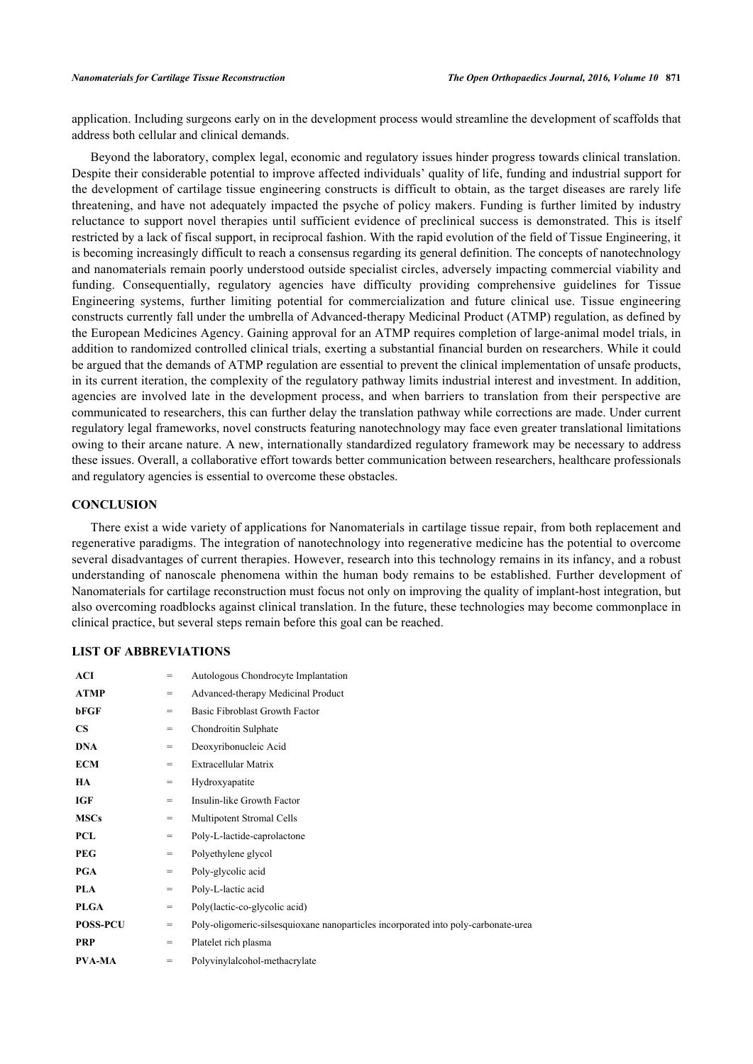application. Including surgeons early on in the development process would streamline the development of scaffolds that address both cellular and clinical demands.

Beyond the laboratory, complex legal, economic and regulatory issues hinder progress towards clinical translation. Despite their considerable potential to improve affected individuals' quality of life, funding and industrial support for the development of cartilage tissue engineering constructs is difficult to obtain, as the target diseases are rarely life threatening, and have not adequately impacted the psyche of policy makers. Funding is further limited by industry reluctance to support novel therapies until sufficient evidence of preclinical success is demonstrated. This is itself restricted by a lack of fiscal support, in reciprocal fashion. With the rapid evolution of the field of Tissue Engineering, it is becoming increasingly difficult to reach a consensus regarding its general definition. The concepts of nanotechnology and nanomaterials remain poorly understood outside specialist circles, adversely impacting commercial viability and funding. Consequentially, regulatory agencies have difficulty providing comprehensive guidelines for Tissue Engineering systems, further limiting potential for commercialization and future clinical use. Tissue engineering constructs currently fall under the umbrella of Advanced-therapy Medicinal Product (ATMP) regulation, as defined by the European Medicines Agency. Gaining approval for an ATMP requires completion of large-animal model trials, in addition to randomized controlled clinical trials, exerting a substantial financial burden on researchers. While it could be argued that the demands of ATMP regulation are essential to prevent the clinical implementation of unsafe products, in its current iteration, the complexity of the regulatory pathway limits industrial interest and investment. In addition, agencies are involved late in the development process, and when barriers to translation from their perspective are communicated to researchers, this can further delay the translation pathway while corrections are made. Under current regulatory legal frameworks, novel constructs featuring nanotechnology may face even greater translational limitations owing to their arcane nature. A new, internationally standardized regulatory framework may be necessary to address these issues. Overall, a collaborative effort towards better communication between researchers, healthcare professionals and regulatory agencies is essential to overcome these obstacles.

## CONCLUSION

There exist a wide variety of applications for Nanomaterials in cartilage tissue repair, from both replacement and regenerative paradigms. The integration of nanotechnology into regenerative medicine has the potential to overcome several disadvantages of current therapies. However, research into this technology remains in its infancy, and a robust understanding of nanoscale phenomena within the human body remains to be established. Further development of Nanomaterials for cartilage reconstruction must focus not only on improving the quality of implant-host integration, but also overcoming roadblocks against clinical translation. In the future, these technologies may become commonplace in clinical practice, but several steps remain before this goal can be reached.

## LIST OF ABBREVIATIONS

| | | |
|---|---|---|
| **ACI** | = | Autologous Chondrocyte Implantation |
| **ATMP** | = | Advanced-therapy Medicinal Product |
| **bFGF** | = | Basic Fibroblast Growth Factor |
| **CS** | = | Chondroitin Sulphate |
| **DNA** | = | Deoxyribonucleic Acid |
| **ECM** | = | Extracellular Matrix |
| **HA** | = | Hydroxyapatite |
| **IGF** | = | Insulin-like Growth Factor |
| **MSCs** | = | Multipotent Stromal Cells |
| **PCL** | = | Poly-L-lactide-caprolactone |
| **PEG** | = | Polyethylene glycol |
| **PGA** | = | Poly-glycolic acid |
| **PLA** | = | Poly-L-lactic acid |
| **PLGA** | = | Poly(lactic-co-glycolic acid) |
| **POSS-PCU** | = | Poly-oligomeric-silsesquioxane nanoparticles incorporated into poly-carbonate-urea |
| **PRP** | = | Platelet rich plasma |
| **PVA-MA** | = | Polyvinylalcohol-methacrylate |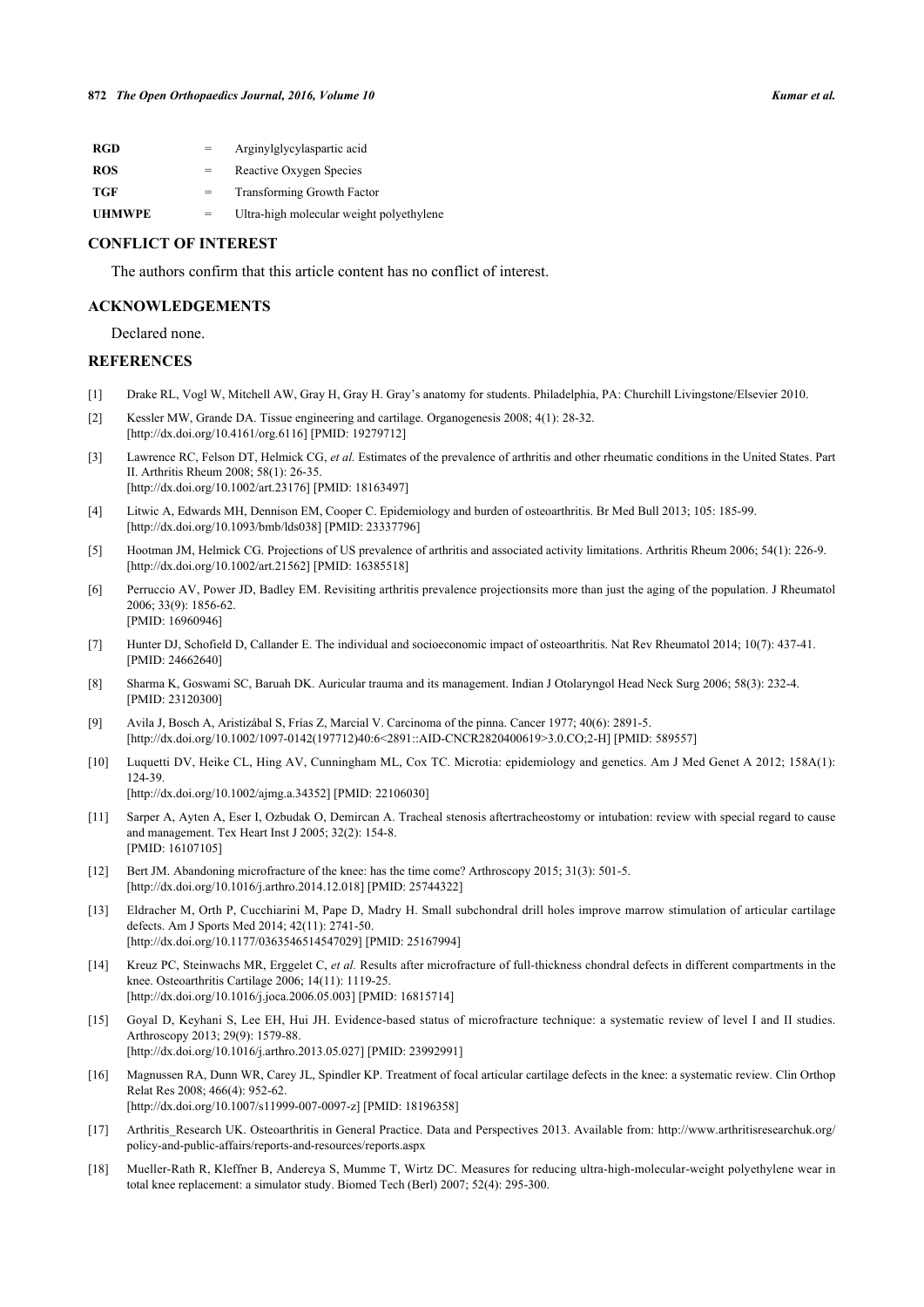| | | |
|---|---|---|
| **RGD** | = | Arginylglycylaspartic acid |
| **ROS** | = | Reactive Oxygen Species |
| **TGF** | = | Transforming Growth Factor |
| **UHMWPE** | = | Ultra-high molecular weight polyethylene |

## CONFLICT OF INTEREST

The authors confirm that this article content has no conflict of interest.

## ACKNOWLEDGEMENTS

Declared none.

## REFERENCES

[1] Drake RL, Vogl W, Mitchell AW, Gray H, Gray H. Gray's anatomy for students. Philadelphia, PA: Churchill Livingstone/Elsevier 2010.

[2] Kessler MW, Grande DA. Tissue engineering and cartilage. Organogenesis 2008; 4(1): 28-32. [http://dx.doi.org/10.4161/org.6116] [PMID: 19279712]

[3] Lawrence RC, Felson DT, Helmick CG, *et al.* Estimates of the prevalence of arthritis and other rheumatic conditions in the United States. Part II. Arthritis Rheum 2008; 58(1): 26-35. [http://dx.doi.org/10.1002/art.23176] [PMID: 18163497]

[4] Litwic A, Edwards MH, Dennison EM, Cooper C. Epidemiology and burden of osteoarthritis. Br Med Bull 2013; 105: 185-99. [http://dx.doi.org/10.1093/bmb/lds038] [PMID: 23337796]

[5] Hootman JM, Helmick CG. Projections of US prevalence of arthritis and associated activity limitations. Arthritis Rheum 2006; 54(1): 226-9. [http://dx.doi.org/10.1002/art.21562] [PMID: 16385518]

[6] Perruccio AV, Power JD, Badley EM. Revisiting arthritis prevalence projectionsits more than just the aging of the population. J Rheumatol 2006; 33(9): 1856-62. [PMID: 16960946]

[7] Hunter DJ, Schofield D, Callander E. The individual and socioeconomic impact of osteoarthritis. Nat Rev Rheumatol 2014; 10(7): 437-41. [PMID: 24662640]

[8] Sharma K, Goswami SC, Baruah DK. Auricular trauma and its management. Indian J Otolaryngol Head Neck Surg 2006; 58(3): 232-4. [PMID: 23120300]

[9] Avila J, Bosch A, Aristizábal S, Frías Z, Marcial V. Carcinoma of the pinna. Cancer 1977; 40(6): 2891-5. [http://dx.doi.org/10.1002/1097-0142(197712)40:6<2891::AID-CNCR2820400619>3.0.CO;2-H] [PMID: 589557]

[10] Luquetti DV, Heike CL, Hing AV, Cunningham ML, Cox TC. Microtia: epidemiology and genetics. Am J Med Genet A 2012; 158A(1): 124-39. [http://dx.doi.org/10.1002/ajmg.a.34352] [PMID: 22106030]

[11] Sarper A, Ayten A, Eser I, Ozbudak O, Demircan A. Tracheal stenosis aftertracheostomy or intubation: review with special regard to cause and management. Tex Heart Inst J 2005; 32(2): 154-8. [PMID: 16107105]

[12] Bert JM. Abandoning microfracture of the knee: has the time come? Arthroscopy 2015; 31(3): 501-5. [http://dx.doi.org/10.1016/j.arthro.2014.12.018] [PMID: 25744322]

[13] Eldracher M, Orth P, Cucchiarini M, Pape D, Madry H. Small subchondral drill holes improve marrow stimulation of articular cartilage defects. Am J Sports Med 2014; 42(11): 2741-50. [http://dx.doi.org/10.1177/0363546514547029] [PMID: 25167994]

[14] Kreuz PC, Steinwachs MR, Erggelet C, *et al.* Results after microfracture of full-thickness chondral defects in different compartments in the knee. Osteoarthritis Cartilage 2006; 14(11): 1119-25. [http://dx.doi.org/10.1016/j.joca.2006.05.003] [PMID: 16815714]

[15] Goyal D, Keyhani S, Lee EH, Hui JH. Evidence-based status of microfracture technique: a systematic review of level I and II studies. Arthroscopy 2013; 29(9): 1579-88. [http://dx.doi.org/10.1016/j.arthro.2013.05.027] [PMID: 23992991]

[16] Magnussen RA, Dunn WR, Carey JL, Spindler KP. Treatment of focal articular cartilage defects in the knee: a systematic review. Clin Orthop Relat Res 2008; 466(4): 952-62. [http://dx.doi.org/10.1007/s11999-007-0097-z] [PMID: 18196358]

[17] Arthritis_Research UK. Osteoarthritis in General Practice. Data and Perspectives 2013. Available from: http://www.arthritisresearchuk.org/policy-and-public-affairs/reports-and-resources/reports.aspx

[18] Mueller-Rath R, Kleffner B, Andereya S, Mumme T, Wirtz DC. Measures for reducing ultra-high-molecular-weight polyethylene wear in total knee replacement: a simulator study. Biomed Tech (Berl) 2007; 52(4): 295-300.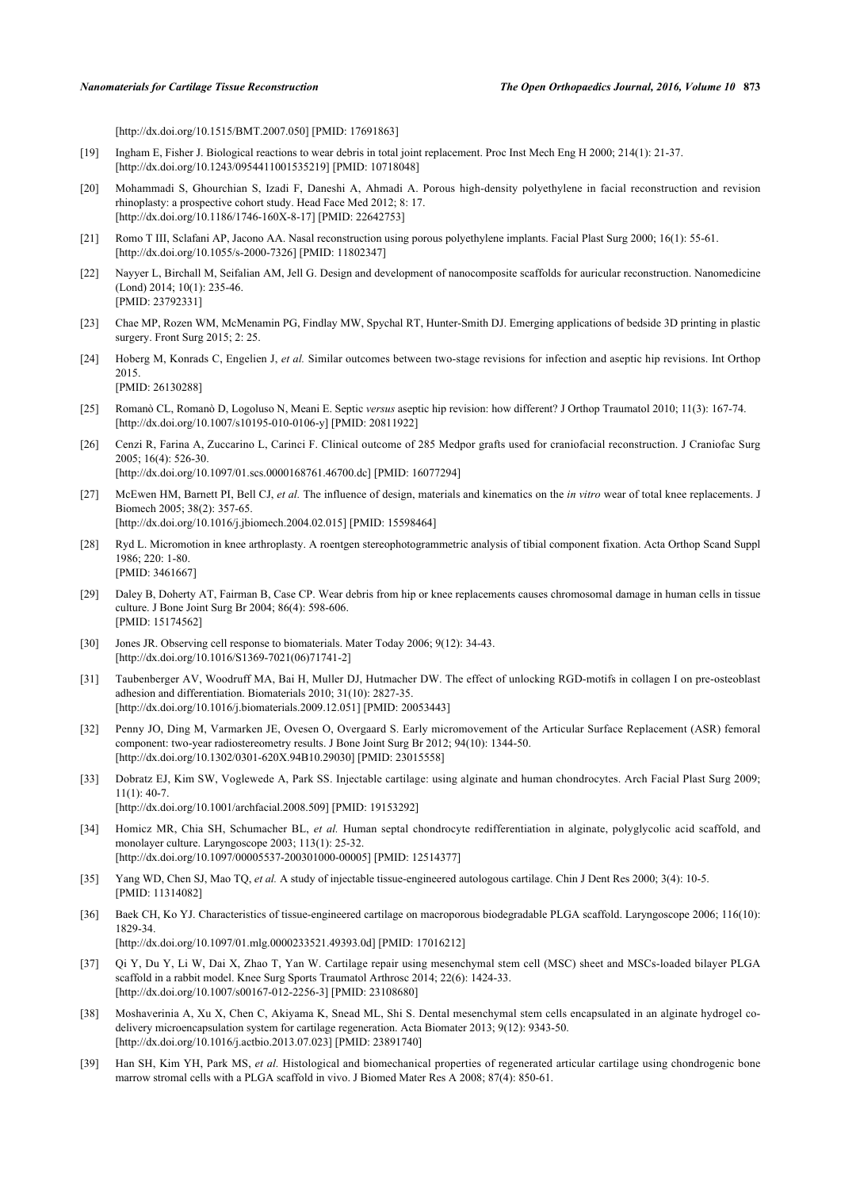[http://dx.doi.org/10.1515/BMT.2007.050] [PMID: 17691863]

[19] Ingham E, Fisher J. Biological reactions to wear debris in total joint replacement. Proc Inst Mech Eng H 2000; 214(1): 21-37. [http://dx.doi.org/10.1243/0954411001535219] [PMID: 10718048]

[20] Mohammadi S, Ghourchian S, Izadi F, Daneshi A, Ahmadi A. Porous high-density polyethylene in facial reconstruction and revision rhinoplasty: a prospective cohort study. Head Face Med 2012; 8: 17. [http://dx.doi.org/10.1186/1746-160X-8-17] [PMID: 22642753]

[21] Romo T III, Sclafani AP, Jacono AA. Nasal reconstruction using porous polyethylene implants. Facial Plast Surg 2000; 16(1): 55-61. [http://dx.doi.org/10.1055/s-2000-7326] [PMID: 11802347]

[22] Nayyer L, Birchall M, Seifalian AM, Jell G. Design and development of nanocomposite scaffolds for auricular reconstruction. Nanomedicine (Lond) 2014; 10(1): 235-46. [PMID: 23792331]

[23] Chae MP, Rozen WM, McMenamin PG, Findlay MW, Spychal RT, Hunter-Smith DJ. Emerging applications of bedside 3D printing in plastic surgery. Front Surg 2015; 2: 25.

[24] Hoberg M, Konrads C, Engelien J, *et al.* Similar outcomes between two-stage revisions for infection and aseptic hip revisions. Int Orthop 2015. [PMID: 26130288]

[25] Romanò CL, Romanò D, Logoluso N, Meani E. Septic *versus* aseptic hip revision: how different? J Orthop Traumatol 2010; 11(3): 167-74. [http://dx.doi.org/10.1007/s10195-010-0106-y] [PMID: 20811922]

[26] Cenzi R, Farina A, Zuccarino L, Carinci F. Clinical outcome of 285 Medpor grafts used for craniofacial reconstruction. J Craniofac Surg 2005; 16(4): 526-30. [http://dx.doi.org/10.1097/01.scs.0000168761.46700.dc] [PMID: 16077294]

[27] McEwen HM, Barnett PI, Bell CJ, *et al.* The influence of design, materials and kinematics on the *in vitro* wear of total knee replacements. J Biomech 2005; 38(2): 357-65. [http://dx.doi.org/10.1016/j.jbiomech.2004.02.015] [PMID: 15598464]

[28] Ryd L. Micromotion in knee arthroplasty. A roentgen stereophotogrammetric analysis of tibial component fixation. Acta Orthop Scand Suppl 1986; 220: 1-80. [PMID: 3461667]

[29] Daley B, Doherty AT, Fairman B, Case CP. Wear debris from hip or knee replacements causes chromosomal damage in human cells in tissue culture. J Bone Joint Surg Br 2004; 86(4): 598-606. [PMID: 15174562]

[30] Jones JR. Observing cell response to biomaterials. Mater Today 2006; 9(12): 34-43. [http://dx.doi.org/10.1016/S1369-7021(06)71741-2]

[31] Taubenberger AV, Woodruff MA, Bai H, Muller DJ, Hutmacher DW. The effect of unlocking RGD-motifs in collagen I on pre-osteoblast adhesion and differentiation. Biomaterials 2010; 31(10): 2827-35. [http://dx.doi.org/10.1016/j.biomaterials.2009.12.051] [PMID: 20053443]

[32] Penny JO, Ding M, Varmarken JE, Ovesen O, Overgaard S. Early micromovement of the Articular Surface Replacement (ASR) femoral component: two-year radiostereometry results. J Bone Joint Surg Br 2012; 94(10): 1344-50. [http://dx.doi.org/10.1302/0301-620X.94B10.29030] [PMID: 23015558]

[33] Dobratz EJ, Kim SW, Voglewede A, Park SS. Injectable cartilage: using alginate and human chondrocytes. Arch Facial Plast Surg 2009; 11(1): 40-7. [http://dx.doi.org/10.1001/archfacial.2008.509] [PMID: 19153292]

[34] Homicz MR, Chia SH, Schumacher BL, *et al.* Human septal chondrocyte redifferentiation in alginate, polyglycolic acid scaffold, and monolayer culture. Laryngoscope 2003; 113(1): 25-32. [http://dx.doi.org/10.1097/00005537-200301000-00005] [PMID: 12514377]

[35] Yang WD, Chen SJ, Mao TQ, *et al.* A study of injectable tissue-engineered autologous cartilage. Chin J Dent Res 2000; 3(4): 10-5. [PMID: 11314082]

[36] Baek CH, Ko YJ. Characteristics of tissue-engineered cartilage on macroporous biodegradable PLGA scaffold. Laryngoscope 2006; 116(10): 1829-34. [http://dx.doi.org/10.1097/01.mlg.0000233521.49393.0d] [PMID: 17016212]

[37] Qi Y, Du Y, Li W, Dai X, Zhao T, Yan W. Cartilage repair using mesenchymal stem cell (MSC) sheet and MSCs-loaded bilayer PLGA scaffold in a rabbit model. Knee Surg Sports Traumatol Arthrosc 2014; 22(6): 1424-33. [http://dx.doi.org/10.1007/s00167-012-2256-3] [PMID: 23108680]

[38] Moshaverinia A, Xu X, Chen C, Akiyama K, Snead ML, Shi S. Dental mesenchymal stem cells encapsulated in an alginate hydrogel co-delivery microencapsulation system for cartilage regeneration. Acta Biomater 2013; 9(12): 9343-50. [http://dx.doi.org/10.1016/j.actbio.2013.07.023] [PMID: 23891740]

[39] Han SH, Kim YH, Park MS, *et al.* Histological and biomechanical properties of regenerated articular cartilage using chondrogenic bone marrow stromal cells with a PLGA scaffold in vivo. J Biomed Mater Res A 2008; 87(4): 850-61.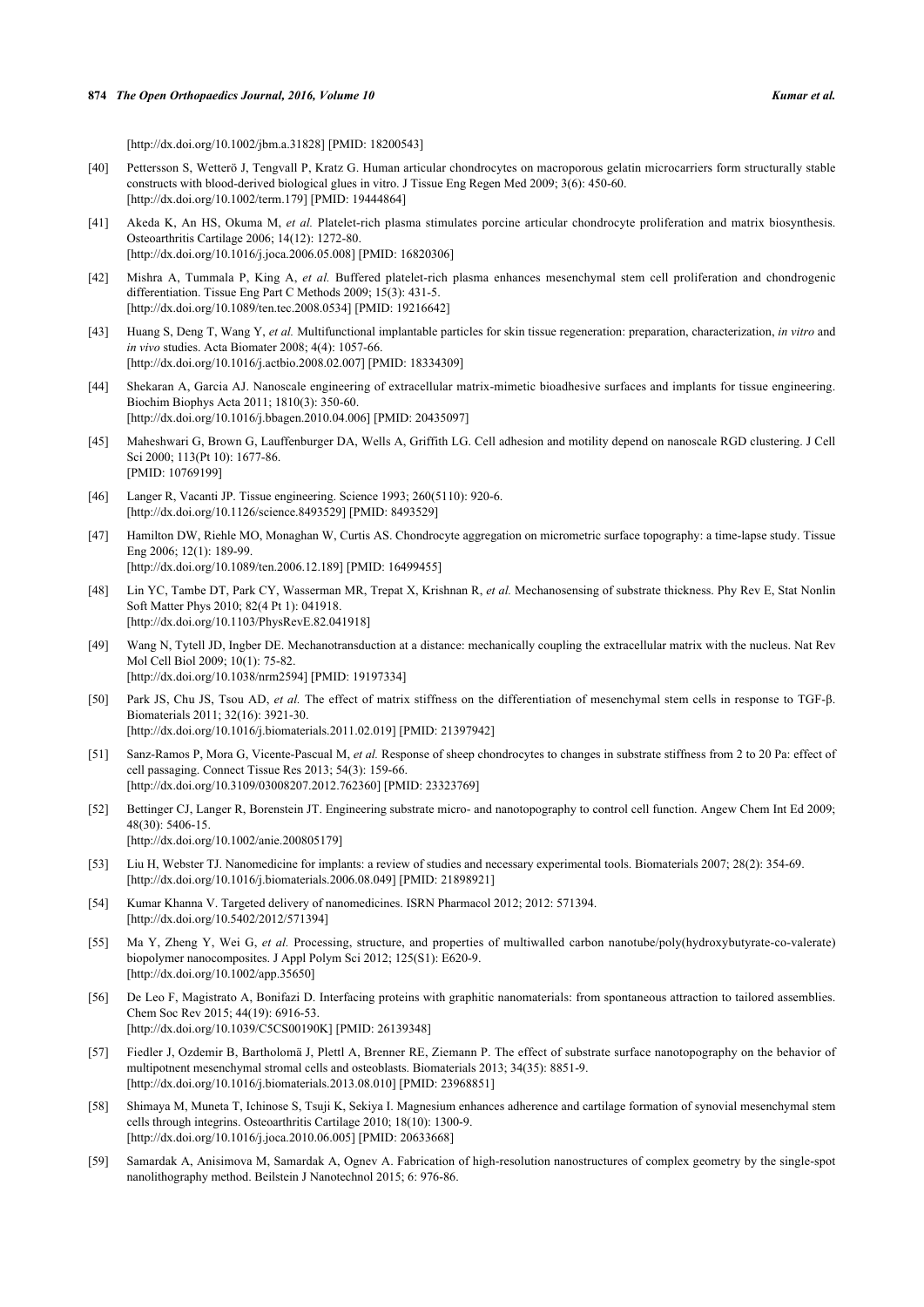[http://dx.doi.org/10.1002/jbm.a.31828] [PMID: 18200543]

[40] Pettersson S, Wetterö J, Tengvall P, Kratz G. Human articular chondrocytes on macroporous gelatin microcarriers form structurally stable constructs with blood-derived biological glues in vitro. J Tissue Eng Regen Med 2009; 3(6): 450-60. [http://dx.doi.org/10.1002/term.179] [PMID: 19444864]

[41] Akeda K, An HS, Okuma M, *et al.* Platelet-rich plasma stimulates porcine articular chondrocyte proliferation and matrix biosynthesis. Osteoarthritis Cartilage 2006; 14(12): 1272-80. [http://dx.doi.org/10.1016/j.joca.2006.05.008] [PMID: 16820306]

[42] Mishra A, Tummala P, King A, *et al.* Buffered platelet-rich plasma enhances mesenchymal stem cell proliferation and chondrogenic differentiation. Tissue Eng Part C Methods 2009; 15(3): 431-5. [http://dx.doi.org/10.1089/ten.tec.2008.0534] [PMID: 19216642]

[43] Huang S, Deng T, Wang Y, *et al.* Multifunctional implantable particles for skin tissue regeneration: preparation, characterization, *in vitro* and *in vivo* studies. Acta Biomater 2008; 4(4): 1057-66. [http://dx.doi.org/10.1016/j.actbio.2008.02.007] [PMID: 18334309]

[44] Shekaran A, Garcia AJ. Nanoscale engineering of extracellular matrix-mimetic bioadhesive surfaces and implants for tissue engineering. Biochim Biophys Acta 2011; 1810(3): 350-60. [http://dx.doi.org/10.1016/j.bbagen.2010.04.006] [PMID: 20435097]

[45] Maheshwari G, Brown G, Lauffenburger DA, Wells A, Griffith LG. Cell adhesion and motility depend on nanoscale RGD clustering. J Cell Sci 2000; 113(Pt 10): 1677-86. [PMID: 10769199]

[46] Langer R, Vacanti JP. Tissue engineering. Science 1993; 260(5110): 920-6. [http://dx.doi.org/10.1126/science.8493529] [PMID: 8493529]

[47] Hamilton DW, Riehle MO, Monaghan W, Curtis AS. Chondrocyte aggregation on micrometric surface topography: a time-lapse study. Tissue Eng 2006; 12(1): 189-99. [http://dx.doi.org/10.1089/ten.2006.12.189] [PMID: 16499455]

[48] Lin YC, Tambe DT, Park CY, Wasserman MR, Trepat X, Krishnan R, *et al.* Mechanosensing of substrate thickness. Phy Rev E, Stat Nonlin Soft Matter Phys 2010; 82(4 Pt 1): 041918. [http://dx.doi.org/10.1103/PhysRevE.82.041918]

[49] Wang N, Tytell JD, Ingber DE. Mechanotransduction at a distance: mechanically coupling the extracellular matrix with the nucleus. Nat Rev Mol Cell Biol 2009; 10(1): 75-82. [http://dx.doi.org/10.1038/nrm2594] [PMID: 19197334]

[50] Park JS, Chu JS, Tsou AD, *et al.* The effect of matrix stiffness on the differentiation of mesenchymal stem cells in response to TGF-β. Biomaterials 2011; 32(16): 3921-30. [http://dx.doi.org/10.1016/j.biomaterials.2011.02.019] [PMID: 21397942]

[51] Sanz-Ramos P, Mora G, Vicente-Pascual M, *et al.* Response of sheep chondrocytes to changes in substrate stiffness from 2 to 20 Pa: effect of cell passaging. Connect Tissue Res 2013; 54(3): 159-66. [http://dx.doi.org/10.3109/03008207.2012.762360] [PMID: 23323769]

[52] Bettinger CJ, Langer R, Borenstein JT. Engineering substrate micro- and nanotopography to control cell function. Angew Chem Int Ed 2009; 48(30): 5406-15. [http://dx.doi.org/10.1002/anie.200805179]

[53] Liu H, Webster TJ. Nanomedicine for implants: a review of studies and necessary experimental tools. Biomaterials 2007; 28(2): 354-69. [http://dx.doi.org/10.1016/j.biomaterials.2006.08.049] [PMID: 21898921]

[54] Kumar Khanna V. Targeted delivery of nanomedicines. ISRN Pharmacol 2012; 2012: 571394. [http://dx.doi.org/10.5402/2012/571394]

[55] Ma Y, Zheng Y, Wei G, *et al.* Processing, structure, and properties of multiwalled carbon nanotube/poly(hydroxybutyrate-co-valerate) biopolymer nanocomposites. J Appl Polym Sci 2012; 125(S1): E620-9. [http://dx.doi.org/10.1002/app.35650]

[56] De Leo F, Magistrato A, Bonifazi D. Interfacing proteins with graphitic nanomaterials: from spontaneous attraction to tailored assemblies. Chem Soc Rev 2015; 44(19): 6916-53. [http://dx.doi.org/10.1039/C5CS00190K] [PMID: 26139348]

[57] Fiedler J, Ozdemir B, Bartholomä J, Plettl A, Brenner RE, Ziemann P. The effect of substrate surface nanotopography on the behavior of multipotnent mesenchymal stromal cells and osteoblasts. Biomaterials 2013; 34(35): 8851-9. [http://dx.doi.org/10.1016/j.biomaterials.2013.08.010] [PMID: 23968851]

[58] Shimaya M, Muneta T, Ichinose S, Tsuji K, Sekiya I. Magnesium enhances adherence and cartilage formation of synovial mesenchymal stem cells through integrins. Osteoarthritis Cartilage 2010; 18(10): 1300-9. [http://dx.doi.org/10.1016/j.joca.2010.06.005] [PMID: 20633668]

[59] Samardak A, Anisimova M, Samardak A, Ognev A. Fabrication of high-resolution nanostructures of complex geometry by the single-spot nanolithography method. Beilstein J Nanotechnol 2015; 6: 976-86.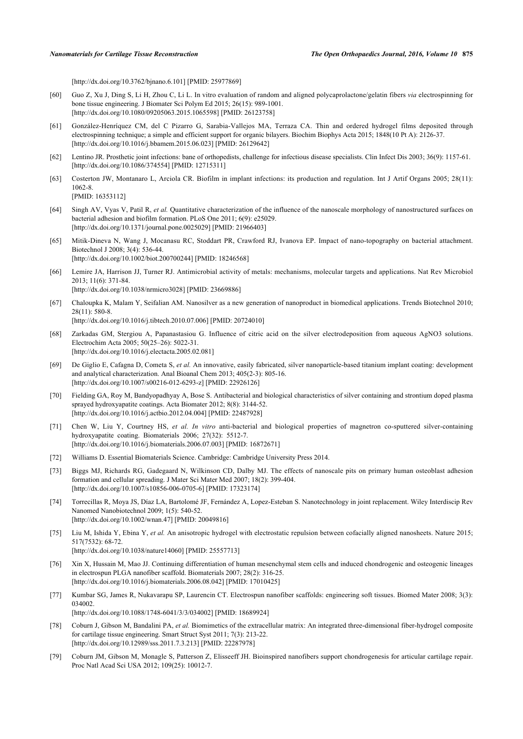[http://dx.doi.org/10.3762/bjnano.6.101] [PMID: 25977869]

[60] Guo Z, Xu J, Ding S, Li H, Zhou C, Li L. In vitro evaluation of random and aligned polycaprolactone/gelatin fibers *via* electrospinning for bone tissue engineering. J Biomater Sci Polym Ed 2015; 26(15): 989-1001. [http://dx.doi.org/10.1080/09205063.2015.1065598] [PMID: 26123758]

[61] González-Henríquez CM, del C Pizarro G, Sarabia-Vallejos MA, Terraza CA. Thin and ordered hydrogel films deposited through electrospinning technique; a simple and efficient support for organic bilayers. Biochim Biophys Acta 2015; 1848(10 Pt A): 2126-37. [http://dx.doi.org/10.1016/j.bbamem.2015.06.023] [PMID: 26129642]

[62] Lentino JR. Prosthetic joint infections: bane of orthopedists, challenge for infectious disease specialists. Clin Infect Dis 2003; 36(9): 1157-61. [http://dx.doi.org/10.1086/374554] [PMID: 12715311]

[63] Costerton JW, Montanaro L, Arciola CR. Biofilm in implant infections: its production and regulation. Int J Artif Organs 2005; 28(11): 1062-8. [PMID: 16353112]

[64] Singh AV, Vyas V, Patil R, *et al.* Quantitative characterization of the influence of the nanoscale morphology of nanostructured surfaces on bacterial adhesion and biofilm formation. PLoS One 2011; 6(9): e25029. [http://dx.doi.org/10.1371/journal.pone.0025029] [PMID: 21966403]

[65] Mitik-Dineva N, Wang J, Mocanasu RC, Stoddart PR, Crawford RJ, Ivanova EP. Impact of nano-topography on bacterial attachment. Biotechnol J 2008; 3(4): 536-44. [http://dx.doi.org/10.1002/biot.200700244] [PMID: 18246568]

[66] Lemire JA, Harrison JJ, Turner RJ. Antimicrobial activity of metals: mechanisms, molecular targets and applications. Nat Rev Microbiol 2013; 11(6): 371-84. [http://dx.doi.org/10.1038/nrmicro3028] [PMID: 23669886]

[67] Chaloupka K, Malam Y, Seifalian AM. Nanosilver as a new generation of nanoproduct in biomedical applications. Trends Biotechnol 2010; 28(11): 580-8. [http://dx.doi.org/10.1016/j.tibtech.2010.07.006] [PMID: 20724010]

[68] Zarkadas GM, Stergiou A, Papanastasiou G. Influence of citric acid on the silver electrodeposition from aqueous AgNO3 solutions. Electrochim Acta 2005; 50(25–26): 5022-31. [http://dx.doi.org/10.1016/j.electacta.2005.02.081]

[69] De Giglio E, Cafagna D, Cometa S, *et al.* An innovative, easily fabricated, silver nanoparticle-based titanium implant coating: development and analytical characterization. Anal Bioanal Chem 2013; 405(2-3): 805-16. [http://dx.doi.org/10.1007/s00216-012-6293-z] [PMID: 22926126]

[70] Fielding GA, Roy M, Bandyopadhyay A, Bose S. Antibacterial and biological characteristics of silver containing and strontium doped plasma sprayed hydroxyapatite coatings. Acta Biomater 2012; 8(8): 3144-52. [http://dx.doi.org/10.1016/j.actbio.2012.04.004] [PMID: 22487928]

[71] Chen W, Liu Y, Courtney HS, *et al. In vitro* anti-bacterial and biological properties of magnetron co-sputtered silver-containing hydroxyapatite coating. Biomaterials 2006; 27(32): 5512-7. [http://dx.doi.org/10.1016/j.biomaterials.2006.07.003] [PMID: 16872671]

[72] Williams D. Essential Biomaterials Science. Cambridge: Cambridge University Press 2014.

[73] Biggs MJ, Richards RG, Gadegaard N, Wilkinson CD, Dalby MJ. The effects of nanoscale pits on primary human osteoblast adhesion formation and cellular spreading. J Mater Sci Mater Med 2007; 18(2): 399-404. [http://dx.doi.org/10.1007/s10856-006-0705-6] [PMID: 17323174]

[74] Torrecillas R, Moya JS, Díaz LA, Bartolomé JF, Fernández A, Lopez-Esteban S. Nanotechnology in joint replacement. Wiley Interdiscip Rev Nanomed Nanobiotechnol 2009; 1(5): 540-52. [http://dx.doi.org/10.1002/wnan.47] [PMID: 20049816]

[75] Liu M, Ishida Y, Ebina Y, *et al.* An anisotropic hydrogel with electrostatic repulsion between cofacially aligned nanosheets. Nature 2015; 517(7532): 68-72. [http://dx.doi.org/10.1038/nature14060] [PMID: 25557713]

[76] Xin X, Hussain M, Mao JJ. Continuing differentiation of human mesenchymal stem cells and induced chondrogenic and osteogenic lineages in electrospun PLGA nanofiber scaffold. Biomaterials 2007; 28(2): 316-25. [http://dx.doi.org/10.1016/j.biomaterials.2006.08.042] [PMID: 17010425]

[77] Kumbar SG, James R, Nukavarapu SP, Laurencin CT. Electrospun nanofiber scaffolds: engineering soft tissues. Biomed Mater 2008; 3(3): 034002. [http://dx.doi.org/10.1088/1748-6041/3/3/034002] [PMID: 18689924]

[78] Coburn J, Gibson M, Bandalini PA, *et al.* Biomimetics of the extracellular matrix: An integrated three-dimensional fiber-hydrogel composite for cartilage tissue engineering. Smart Struct Syst 2011; 7(3): 213-22. [http://dx.doi.org/10.12989/sss.2011.7.3.213] [PMID: 22287978]

[79] Coburn JM, Gibson M, Monagle S, Patterson Z, Elisseeff JH. Bioinspired nanofibers support chondrogenesis for articular cartilage repair. Proc Natl Acad Sci USA 2012; 109(25): 10012-7.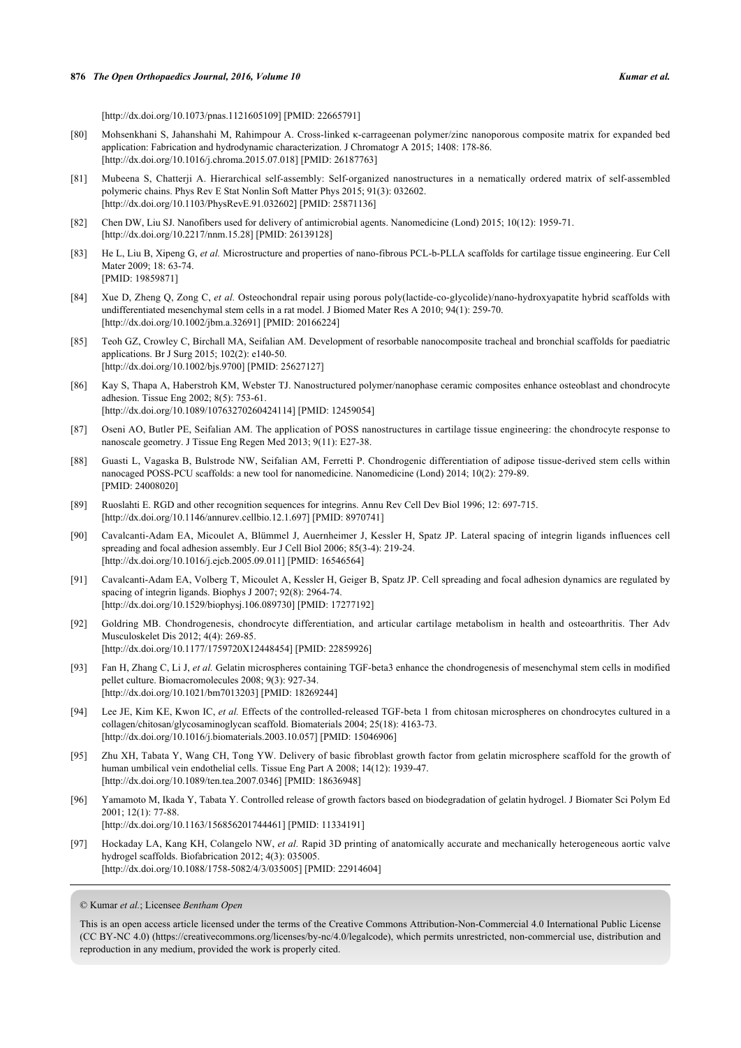[http://dx.doi.org/10.1073/pnas.1121605109] [PMID: 22665791]

[80] Mohsenkhani S, Jahanshahi M, Rahimpour A. Cross-linked κ-carrageenan polymer/zinc nanoporous composite matrix for expanded bed application: Fabrication and hydrodynamic characterization. J Chromatogr A 2015; 1408: 178-86. [http://dx.doi.org/10.1016/j.chroma.2015.07.018] [PMID: 26187763]

[81] Mubeena S, Chatterji A. Hierarchical self-assembly: Self-organized nanostructures in a nematically ordered matrix of self-assembled polymeric chains. Phys Rev E Stat Nonlin Soft Matter Phys 2015; 91(3): 032602. [http://dx.doi.org/10.1103/PhysRevE.91.032602] [PMID: 25871136]

[82] Chen DW, Liu SJ. Nanofibers used for delivery of antimicrobial agents. Nanomedicine (Lond) 2015; 10(12): 1959-71. [http://dx.doi.org/10.2217/nnm.15.28] [PMID: 26139128]

[83] He L, Liu B, Xipeng G, *et al.* Microstructure and properties of nano-fibrous PCL-b-PLLA scaffolds for cartilage tissue engineering. Eur Cell Mater 2009; 18: 63-74. [PMID: 19859871]

[84] Xue D, Zheng Q, Zong C, *et al.* Osteochondral repair using porous poly(lactide-co-glycolide)/nano-hydroxyapatite hybrid scaffolds with undifferentiated mesenchymal stem cells in a rat model. J Biomed Mater Res A 2010; 94(1): 259-70. [http://dx.doi.org/10.1002/jbm.a.32691] [PMID: 20166224]

[85] Teoh GZ, Crowley C, Birchall MA, Seifalian AM. Development of resorbable nanocomposite tracheal and bronchial scaffolds for paediatric applications. Br J Surg 2015; 102(2): e140-50. [http://dx.doi.org/10.1002/bjs.9700] [PMID: 25627127]

[86] Kay S, Thapa A, Haberstroh KM, Webster TJ. Nanostructured polymer/nanophase ceramic composites enhance osteoblast and chondrocyte adhesion. Tissue Eng 2002; 8(5): 753-61. [http://dx.doi.org/10.1089/10763270260424114] [PMID: 12459054]

[87] Oseni AO, Butler PE, Seifalian AM. The application of POSS nanostructures in cartilage tissue engineering: the chondrocyte response to nanoscale geometry. J Tissue Eng Regen Med 2013; 9(11): E27-38.

[88] Guasti L, Vagaska B, Bulstrode NW, Seifalian AM, Ferretti P. Chondrogenic differentiation of adipose tissue-derived stem cells within nanocaged POSS-PCU scaffolds: a new tool for nanomedicine. Nanomedicine (Lond) 2014; 10(2): 279-89. [PMID: 24008020]

[89] Ruoslahti E. RGD and other recognition sequences for integrins. Annu Rev Cell Dev Biol 1996; 12: 697-715. [http://dx.doi.org/10.1146/annurev.cellbio.12.1.697] [PMID: 8970741]

[90] Cavalcanti-Adam EA, Micoulet A, Blümmel J, Auernheimer J, Kessler H, Spatz JP. Lateral spacing of integrin ligands influences cell spreading and focal adhesion assembly. Eur J Cell Biol 2006; 85(3-4): 219-24. [http://dx.doi.org/10.1016/j.ejcb.2005.09.011] [PMID: 16546564]

[91] Cavalcanti-Adam EA, Volberg T, Micoulet A, Kessler H, Geiger B, Spatz JP. Cell spreading and focal adhesion dynamics are regulated by spacing of integrin ligands. Biophys J 2007; 92(8): 2964-74. [http://dx.doi.org/10.1529/biophysj.106.089730] [PMID: 17277192]

[92] Goldring MB. Chondrogenesis, chondrocyte differentiation, and articular cartilage metabolism in health and osteoarthritis. Ther Adv Musculoskelet Dis 2012; 4(4): 269-85. [http://dx.doi.org/10.1177/1759720X12448454] [PMID: 22859926]

[93] Fan H, Zhang C, Li J, *et al.* Gelatin microspheres containing TGF-beta3 enhance the chondrogenesis of mesenchymal stem cells in modified pellet culture. Biomacromolecules 2008; 9(3): 927-34. [http://dx.doi.org/10.1021/bm7013203] [PMID: 18269244]

[94] Lee JE, Kim KE, Kwon IC, *et al.* Effects of the controlled-released TGF-beta 1 from chitosan microspheres on chondrocytes cultured in a collagen/chitosan/glycosaminoglycan scaffold. Biomaterials 2004; 25(18): 4163-73. [http://dx.doi.org/10.1016/j.biomaterials.2003.10.057] [PMID: 15046906]

[95] Zhu XH, Tabata Y, Wang CH, Tong YW. Delivery of basic fibroblast growth factor from gelatin microsphere scaffold for the growth of human umbilical vein endothelial cells. Tissue Eng Part A 2008; 14(12): 1939-47. [http://dx.doi.org/10.1089/ten.tea.2007.0346] [PMID: 18636948]

[96] Yamamoto M, Ikada Y, Tabata Y. Controlled release of growth factors based on biodegradation of gelatin hydrogel. J Biomater Sci Polym Ed 2001; 12(1): 77-88. [http://dx.doi.org/10.1163/156856201744461] [PMID: 11334191]

[97] Hockaday LA, Kang KH, Colangelo NW, *et al.* Rapid 3D printing of anatomically accurate and mechanically heterogeneous aortic valve hydrogel scaffolds. Biofabrication 2012; 4(3): 035005. [http://dx.doi.org/10.1088/1758-5082/4/3/035005] [PMID: 22914604]

© Kumar *et al.*; Licensee *Bentham Open*

This is an open access article licensed under the terms of the Creative Commons Attribution-Non-Commercial 4.0 International Public License (CC BY-NC 4.0) (https://creativecommons.org/licenses/by-nc/4.0/legalcode), which permits unrestricted, non-commercial use, distribution and reproduction in any medium, provided the work is properly cited.